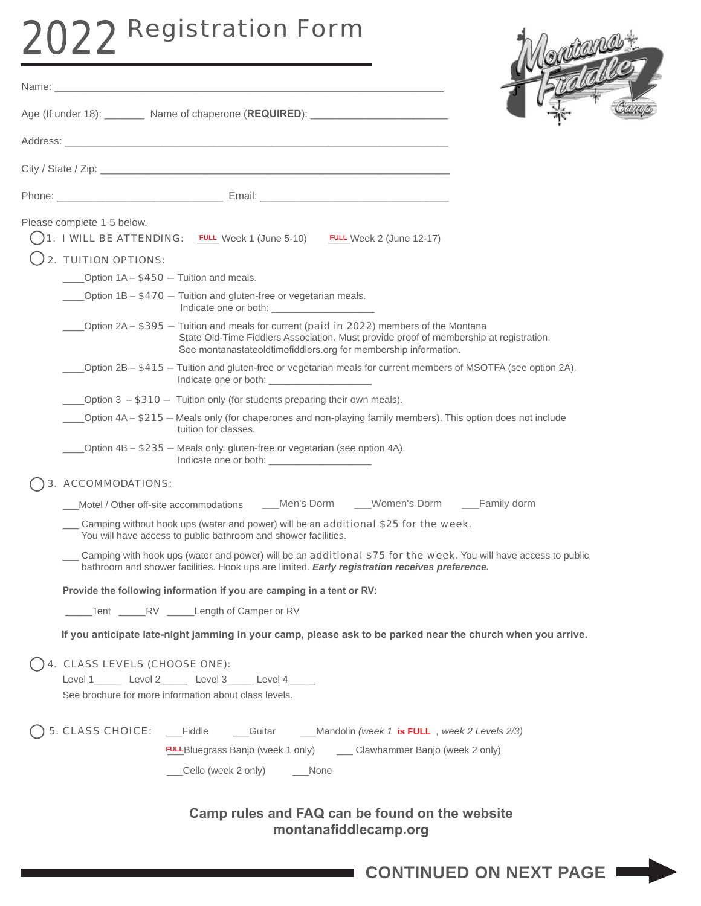# 2022 Registration Form

Name: ___________________________________________________________________

Age (If under 18): _______ Name of chaperone (**REQUIRED**): ________________________

Address: _________________________________________________________________

City / State / Zip: _____________________________________________________________

Phone: ____________________________ Email: _________________________________

Please complete 1-5 below.

1. I WILL BEING ATTENDING: FULL Week 1 (June 5-10) FULL Week 2 (June 12-17)

2. TUITION OPTIONS:
   - ____Option 1A – $450 – Tuition and meals.
   - ____Option 1B – $470 – Tuition and gluten-free or vegetarian meals. Indicate one or both: ___________________
   - ____Option 2A – $395 – Tuition and meals for current (paid in 2022) members of the Montana State Old-Time Fiddlers Association. Must provide proof of membership at registration. See montanastateoldtimefiddlers.org for membership information.
   - ____Option 2B – $415 – Tuition and gluten-free or vegetarian meals for current members of MSOTFA (see option 2A). Indicate one or both: ___________________
   - ____Option 3 – $310 – Tuition only (for students preparing their own meals).
   - ____Option 4A – $215 – Meals only (for chaperones and non-playing family members). This option does not include tuition for classes.
   - ____Option 4B – $235 – Meals only, gluten-free or vegetarian (see option 4A). Indicate one or both: ___________________

3. ACCOMMODATIONS:

   ___Motel / Other off-site accommodations ___Men's Dorm ___Women's Dorm ___Family dorm

   ___ Camping without hook ups (water and power) will be an additional $25 for the week. You will have access to public bathroom and shower facilities.

   ___ Camping with hook ups (water and power) will be an additional $75 for the week. You will have access to public bathroom and shower facilities. Hook ups are limited. ***Early registration receives preference.***

   **Provide the following information if you are camping in a tent or RV:**

   _____Tent _____RV _____Length of Camper or RV

   **If you anticipate late-night jamming in your camp, please ask to be parked near the church when you arrive.**

4. CLASS LEVELS (CHOOSE ONE):

   Level 1_____ Level 2_____ Level 3_____ Level 4_____

   See brochure for more information about class levels.

5. CLASS CHOICE: ___Fiddle ___Guitar ___Mandolin *(week 1* **is FULL** *, week 2 Levels 2/3)*

   FULL Bluegrass Banjo (week 1 only) ___ Clawhammer Banjo (week 2 only)

   ___Cello (week 2 only) ___None

**Camp rules and FAQ can be found on the website montanafiddlecamp.org**

**CONTINUED ON NEXT PAGE**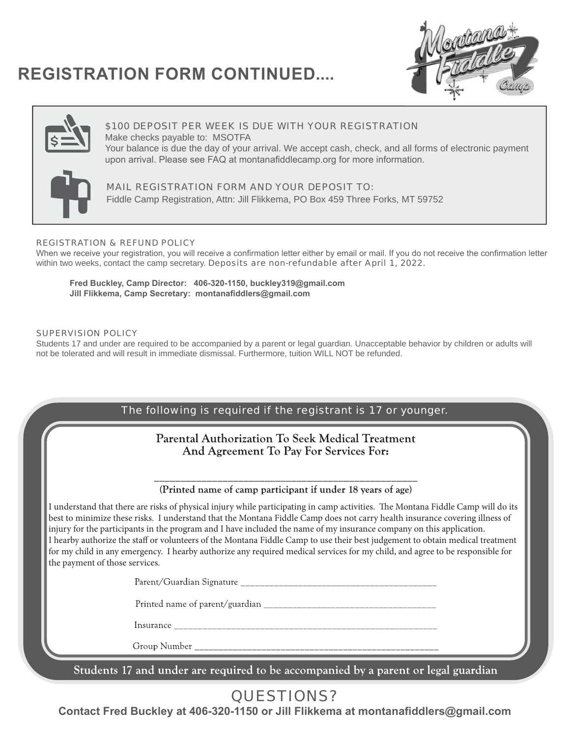# REGISTRATION FORM CONTINUED....

$100 DEPOSIT PER WEEK IS DUE WITH YOUR REGISTRATION
Make checks payable to: MSOTFA
Your balance is due the day of your arrival. We accept cash, check, and all forms of electronic payment upon arrival. Please see FAQ at montanafiddlecamp.org for more information.

MAIL REGISTRATION FORM AND YOUR DEPOSIT TO:
Fiddle Camp Registration, Attn: Jill Flikkema, PO Box 459 Three Forks, MT 59752

REGISTRATION & REFUND POLICY

When we receive your registration, you will receive a confirmation letter either by email or mail. If you do not receive the confirmation letter within two weeks, contact the camp secretary. Deposits are non-refundable after April 1, 2022.

**Fred Buckley, Camp Director: 406-320-1150, buckley319@gmail.com**
**Jill Flikkema, Camp Secretary: montanafiddlers@gmail.com**

SUPERVISION POLICY

Students 17 and under are required to be accompanied by a parent or legal guardian. Unacceptable behavior by children or adults will not be tolerated and will result in immediate dismissal. Furthermore, tuition WILL NOT be refunded.

The following is required if the registrant is 17 or younger.

**Parental Authorization To Seek Medical Treatment And Agreement To Pay For Services For:**

________________________________________________

**(Printed name of camp participant if under 18 years of age)**

I understand that there are risks of physical injury while participating in camp activities. The Montana Fiddle Camp will do its best to minimize these risks. I understand that the Montana Fiddle Camp does not carry health insurance covering illness of injury for the participants in the program and I have included the name of my insurance company on this application.
I hearby authorize the staff or volunteers of the Montana Fiddle Camp to use their best judgement to obtain medical treatment for my child in any emergency. I hearby authorize any required medical services for my child, and agree to be responsible for the payment of those services.

Parent/Guardian Signature ______________________________________

Printed name of parent/guardian __________________________________

Insurance ______________________________________________________

Group Number __________________________________________________

**Students 17 and under are required to be accompanied by a parent or legal guardian**

## QUESTIONS?

**Contact Fred Buckley at 406-320-1150 or Jill Flikkema at montanafiddlers@gmail.com**